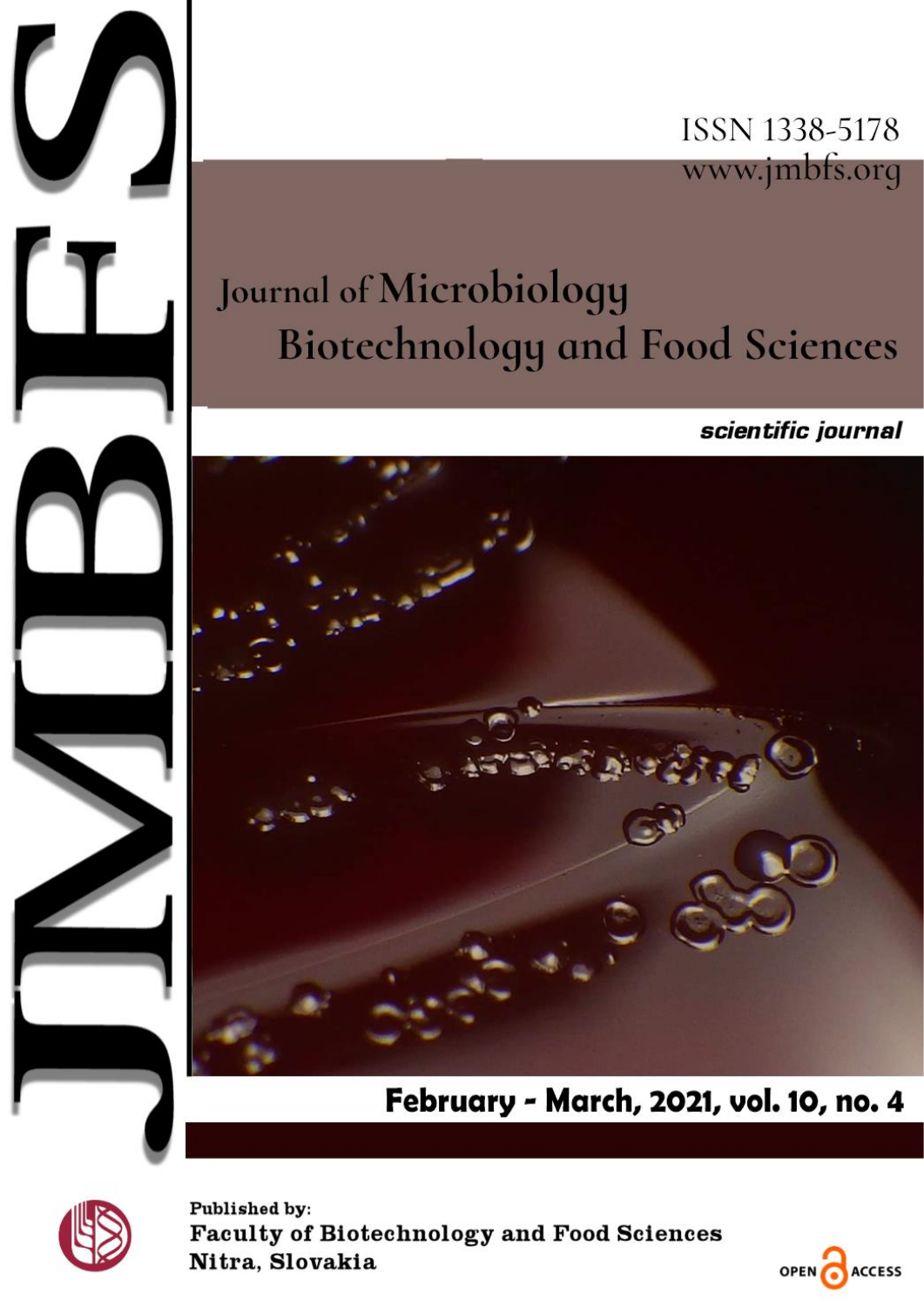# JMBFS

ISSN 1338-5178
www.jmbfs.org

# Journal of Microbiology Biotechnology and Food Sciences

*scientific journal*

**February - March, 2021, vol. 10, no. 4**

Published by:
**Faculty of Biotechnology and Food Sciences**
**Nitra, Slovakia**

OPEN ACCESS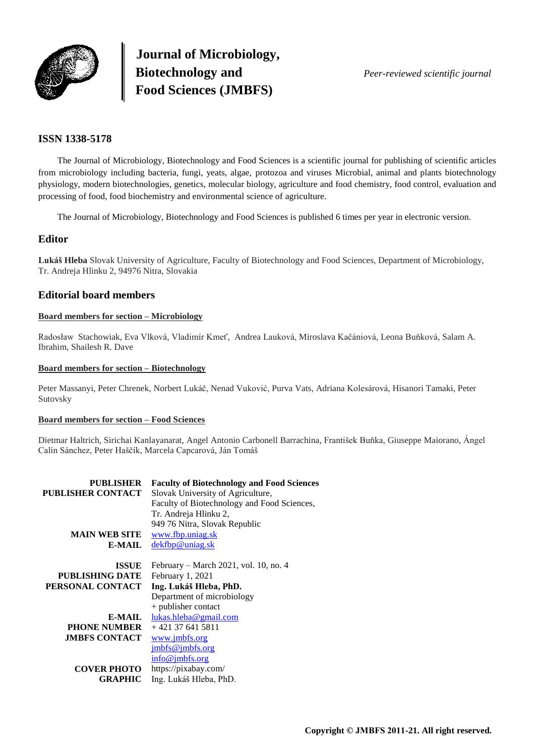# Journal of Microbiology, Biotechnology and Food Sciences (JMBFS)

*Peer-reviewed scientific journal*

## ISSN 1338-5178

The Journal of Microbiology, Biotechnology and Food Sciences is a scientific journal for publishing of scientific articles from microbiology including bacteria, fungi, yeats, algae, protozoa and viruses Microbial, animal and plants biotechnology physiology, modern biotechnologies, genetics, molecular biology, agriculture and food chemistry, food control, evaluation and processing of food, food biochemistry and environmental science of agriculture.

The Journal of Microbiology, Biotechnology and Food Sciences is published 6 times per year in electronic version.

## Editor

**Lukáš Hleba** Slovak University of Agriculture, Faculty of Biotechnology and Food Sciences, Department of Microbiology, Tr. Andreja Hlinku 2, 94976 Nitra, Slovakia

## Editorial board members

### Board members for section – Microbiology

Radosław Stachowiak, Eva Vlková, Vladimír Kmeť, Andrea Lauková, Miroslava Kačániová, Leona Buňková, Salam A. Ibrahim, Shailesh R. Dave

### Board members for section – Biotechnology

Peter Massanyi, Peter Chrenek, Norbert Lukáč, Nenad Vuković, Purva Vats, Adriana Kolesárová, Hisanori Tamaki, Peter Sutovsky

### Board members for section – Food Sciences

Dietmar Haltrich, Sirichai Kanlayanarat, Angel Antonio Carbonell Barrachina, František Buňka, Giuseppe Maiorano, Ángel Calín Sánchez, Peter Haščík, Marcela Capcarová, Ján Tomáš

| | |
|---|---|
| **PUBLISHER** | **Faculty of Biotechnology and Food Sciences** |
| **PUBLISHER CONTACT** | Slovak University of Agriculture, Faculty of Biotechnology and Food Sciences, Tr. Andreja Hlinku 2, 949 76 Nitra, Slovak Republic |
| **MAIN WEB SITE** | www.fbp.uniag.sk |
| **E-MAIL** | dekfbp@uniag.sk |
| **ISSUE** | February – March 2021, vol. 10, no. 4 |
| **PUBLISHING DATE** | February 1, 2021 |
| **PERSONAL CONTACT** | **Ing. Lukáš Hleba, PhD.** Department of microbiology + publisher contact |
| **E-MAIL** | lukas.hleba@gmail.com |
| **PHONE NUMBER** | + 421 37 641 5811 |
| **JMBFS CONTACT** | www.jmbfs.org jmbfs@jmbfs.org info@jmbfs.org |
| **COVER PHOTO** | https://pixabay.com/ |
| **GRAPHIC** | Ing. Lukáš Hleba, PhD. |

**Copyright © JMBFS 2011-21. All right reserved.**